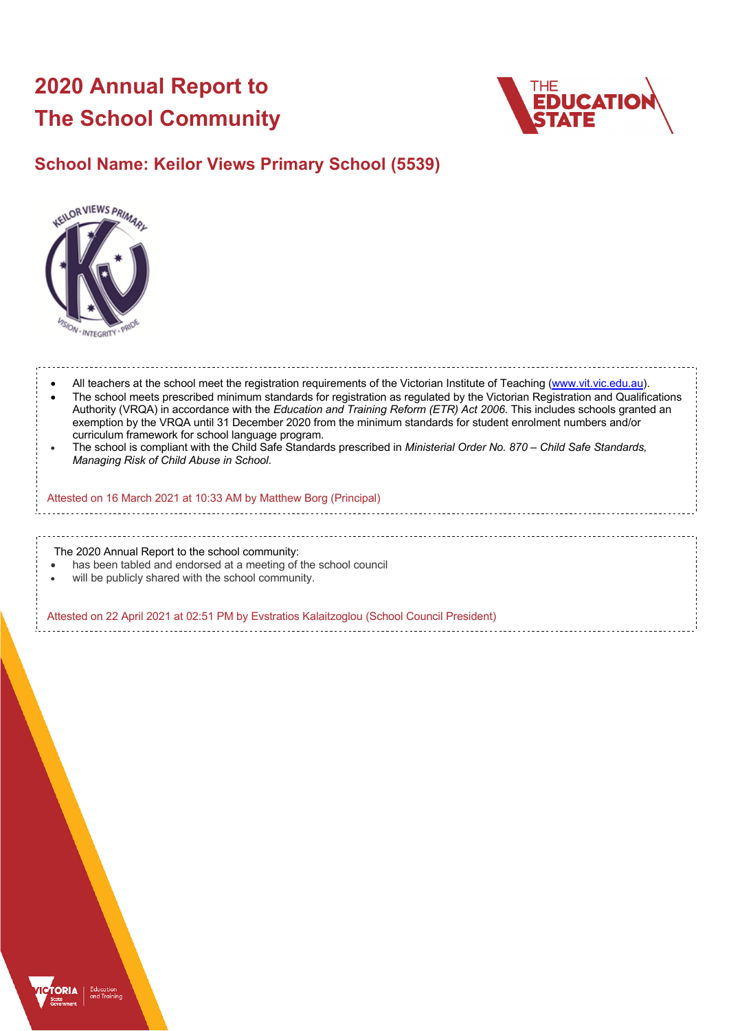# 2020 Annual Report to The School Community

## School Name: Keilor Views Primary School (5539)

- All teachers at the school meet the registration requirements of the Victorian Institute of Teaching (www.vit.vic.edu.au).
- The school meets prescribed minimum standards for registration as regulated by the Victorian Registration and Qualifications Authority (VRQA) in accordance with the *Education and Training Reform (ETR) Act 2006*. This includes schools granted an exemption by the VRQA until 31 December 2020 from the minimum standards for student enrolment numbers and/or curriculum framework for school language program.
- The school is compliant with the Child Safe Standards prescribed in *Ministerial Order No. 870 – Child Safe Standards, Managing Risk of Child Abuse in School*.

Attested on 16 March 2021 at 10:33 AM by Matthew Borg (Principal)

The 2020 Annual Report to the school community:

- has been tabled and endorsed at a meeting of the school council
- will be publicly shared with the school community.

Attested on 22 April 2021 at 02:51 PM by Evstratios Kalaitzoglou (School Council President)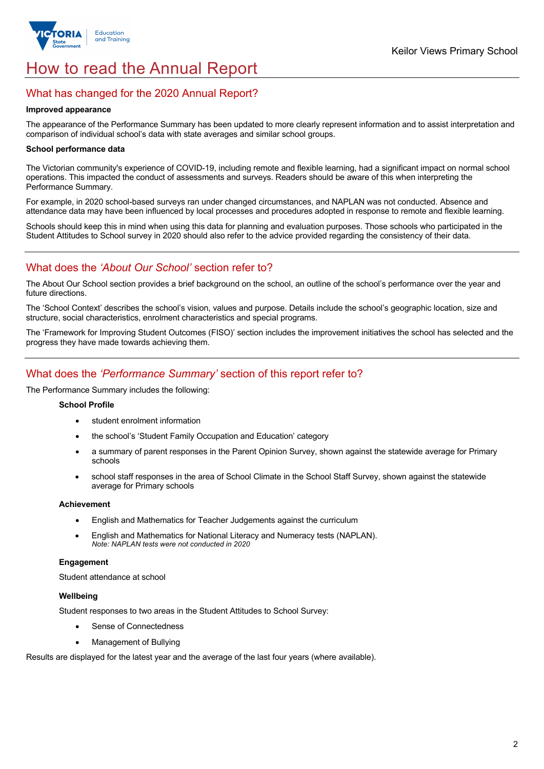# How to read the Annual Report

## What has changed for the 2020 Annual Report?

**Improved appearance**

The appearance of the Performance Summary has been updated to more clearly represent information and to assist interpretation and comparison of individual school's data with state averages and similar school groups.

**School performance data**

The Victorian community's experience of COVID-19, including remote and flexible learning, had a significant impact on normal school operations. This impacted the conduct of assessments and surveys. Readers should be aware of this when interpreting the Performance Summary.

For example, in 2020 school-based surveys ran under changed circumstances, and NAPLAN was not conducted. Absence and attendance data may have been influenced by local processes and procedures adopted in response to remote and flexible learning.

Schools should keep this in mind when using this data for planning and evaluation purposes. Those schools who participated in the Student Attitudes to School survey in 2020 should also refer to the advice provided regarding the consistency of their data.

## What does the *'About Our School'* section refer to?

The About Our School section provides a brief background on the school, an outline of the school's performance over the year and future directions.

The 'School Context' describes the school's vision, values and purpose. Details include the school's geographic location, size and structure, social characteristics, enrolment characteristics and special programs.

The 'Framework for Improving Student Outcomes (FISO)' section includes the improvement initiatives the school has selected and the progress they have made towards achieving them.

## What does the *'Performance Summary'* section of this report refer to?

The Performance Summary includes the following:

**School Profile**

- student enrolment information
- the school's 'Student Family Occupation and Education' category
- a summary of parent responses in the Parent Opinion Survey, shown against the statewide average for Primary schools
- school staff responses in the area of School Climate in the School Staff Survey, shown against the statewide average for Primary schools

**Achievement**

- English and Mathematics for Teacher Judgements against the curriculum
- English and Mathematics for National Literacy and Numeracy tests (NAPLAN).
  *Note: NAPLAN tests were not conducted in 2020*

**Engagement**

Student attendance at school

**Wellbeing**

Student responses to two areas in the Student Attitudes to School Survey:

- Sense of Connectedness
- Management of Bullying

Results are displayed for the latest year and the average of the last four years (where available).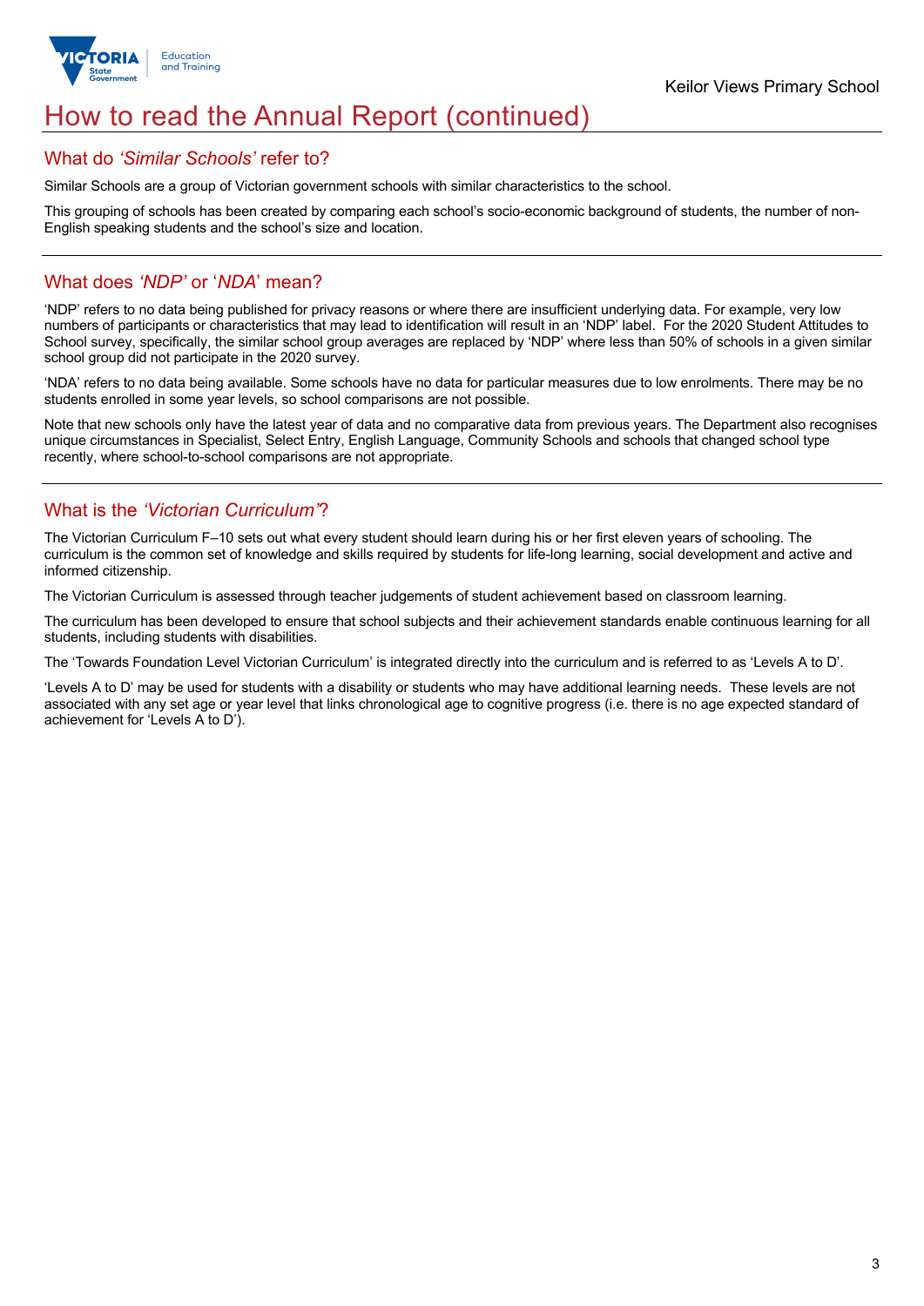# How to read the Annual Report (continued)

## What do *'Similar Schools'* refer to?

Similar Schools are a group of Victorian government schools with similar characteristics to the school.

This grouping of schools has been created by comparing each school's socio-economic background of students, the number of non-English speaking students and the school's size and location.

## What does *'NDP'* or '*NDA*' mean?

'NDP' refers to no data being published for privacy reasons or where there are insufficient underlying data. For example, very low numbers of participants or characteristics that may lead to identification will result in an 'NDP' label. For the 2020 Student Attitudes to School survey, specifically, the similar school group averages are replaced by 'NDP' where less than 50% of schools in a given similar school group did not participate in the 2020 survey.

'NDA' refers to no data being available. Some schools have no data for particular measures due to low enrolments. There may be no students enrolled in some year levels, so school comparisons are not possible.

Note that new schools only have the latest year of data and no comparative data from previous years. The Department also recognises unique circumstances in Specialist, Select Entry, English Language, Community Schools and schools that changed school type recently, where school-to-school comparisons are not appropriate.

## What is the *'Victorian Curriculum'*?

The Victorian Curriculum F–10 sets out what every student should learn during his or her first eleven years of schooling. The curriculum is the common set of knowledge and skills required by students for life-long learning, social development and active and informed citizenship.

The Victorian Curriculum is assessed through teacher judgements of student achievement based on classroom learning.

The curriculum has been developed to ensure that school subjects and their achievement standards enable continuous learning for all students, including students with disabilities.

The 'Towards Foundation Level Victorian Curriculum' is integrated directly into the curriculum and is referred to as 'Levels A to D'.

'Levels A to D' may be used for students with a disability or students who may have additional learning needs. These levels are not associated with any set age or year level that links chronological age to cognitive progress (i.e. there is no age expected standard of achievement for 'Levels A to D').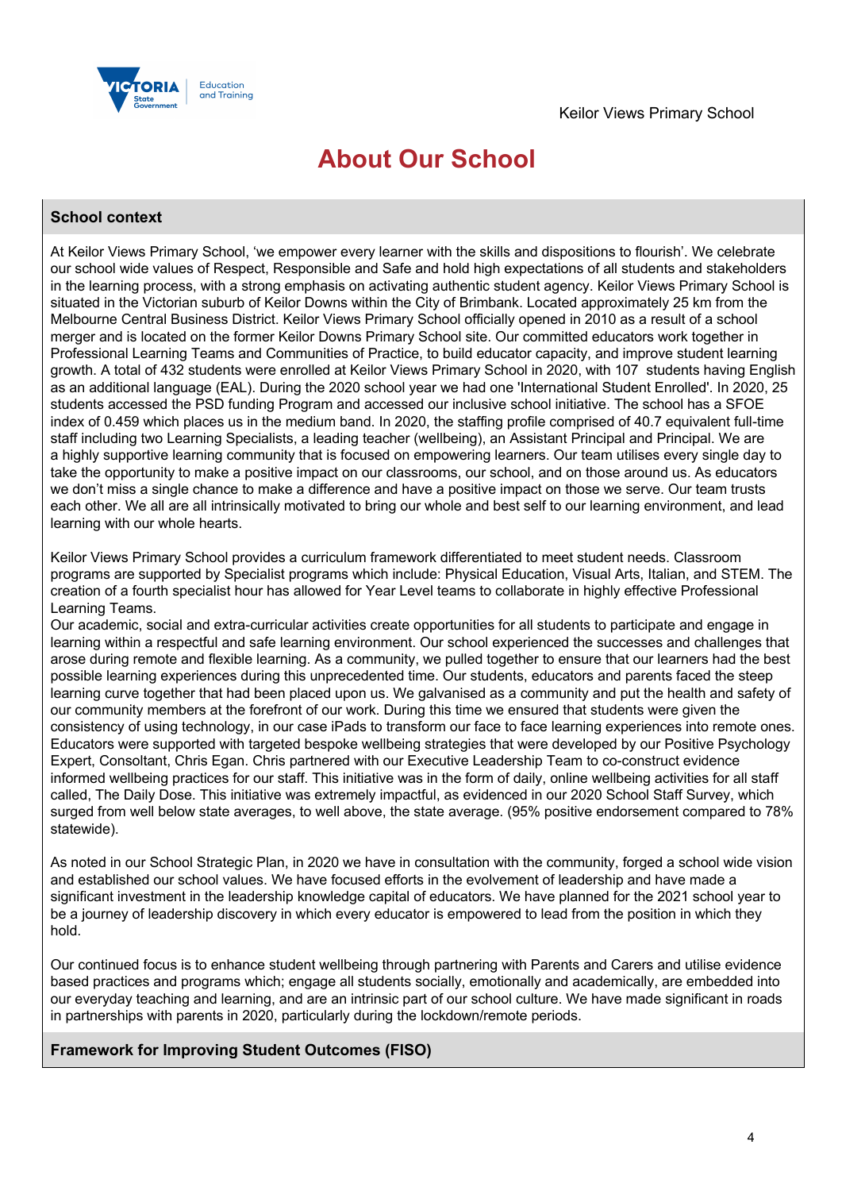# About Our School

## School context

At Keilor Views Primary School, 'we empower every learner with the skills and dispositions to flourish'. We celebrate our school wide values of Respect, Responsible and Safe and hold high expectations of all students and stakeholders in the learning process, with a strong emphasis on activating authentic student agency. Keilor Views Primary School is situated in the Victorian suburb of Keilor Downs within the City of Brimbank. Located approximately 25 km from the Melbourne Central Business District. Keilor Views Primary School officially opened in 2010 as a result of a school merger and is located on the former Keilor Downs Primary School site. Our committed educators work together in Professional Learning Teams and Communities of Practice, to build educator capacity, and improve student learning growth. A total of 432 students were enrolled at Keilor Views Primary School in 2020, with 107 students having English as an additional language (EAL). During the 2020 school year we had one 'International Student Enrolled'. In 2020, 25 students accessed the PSD funding Program and accessed our inclusive school initiative. The school has a SFOE index of 0.459 which places us in the medium band. In 2020, the staffing profile comprised of 40.7 equivalent full-time staff including two Learning Specialists, a leading teacher (wellbeing), an Assistant Principal and Principal. We are a highly supportive learning community that is focused on empowering learners. Our team utilises every single day to take the opportunity to make a positive impact on our classrooms, our school, and on those around us. As educators we don't miss a single chance to make a difference and have a positive impact on those we serve. Our team trusts each other. We all are all intrinsically motivated to bring our whole and best self to our learning environment, and lead learning with our whole hearts.

Keilor Views Primary School provides a curriculum framework differentiated to meet student needs. Classroom programs are supported by Specialist programs which include: Physical Education, Visual Arts, Italian, and STEM. The creation of a fourth specialist hour has allowed for Year Level teams to collaborate in highly effective Professional Learning Teams.
Our academic, social and extra-curricular activities create opportunities for all students to participate and engage in learning within a respectful and safe learning environment. Our school experienced the successes and challenges that arose during remote and flexible learning. As a community, we pulled together to ensure that our learners had the best possible learning experiences during this unprecedented time. Our students, educators and parents faced the steep learning curve together that had been placed upon us. We galvanised as a community and put the health and safety of our community members at the forefront of our work. During this time we ensured that students were given the consistency of using technology, in our case iPads to transform our face to face learning experiences into remote ones. Educators were supported with targeted bespoke wellbeing strategies that were developed by our Positive Psychology Expert, Consultant, Chris Egan. Chris partnered with our Executive Leadership Team to co-construct evidence informed wellbeing practices for our staff. This initiative was in the form of daily, online wellbeing activities for all staff called, The Daily Dose. This initiative was extremely impactful, as evidenced in our 2020 School Staff Survey, which surged from well below state averages, to well above, the state average. (95% positive endorsement compared to 78% statewide).

As noted in our School Strategic Plan, in 2020 we have in consultation with the community, forged a school wide vision and established our school values. We have focused efforts in the evolvement of leadership and have made a significant investment in the leadership knowledge capital of educators. We have planned for the 2021 school year to be a journey of leadership discovery in which every educator is empowered to lead from the position in which they hold.

Our continued focus is to enhance student wellbeing through partnering with Parents and Carers and utilise evidence based practices and programs which; engage all students socially, emotionally and academically, are embedded into our everyday teaching and learning, and are an intrinsic part of our school culture. We have made significant in roads in partnerships with parents in 2020, particularly during the lockdown/remote periods.

## Framework for Improving Student Outcomes (FISO)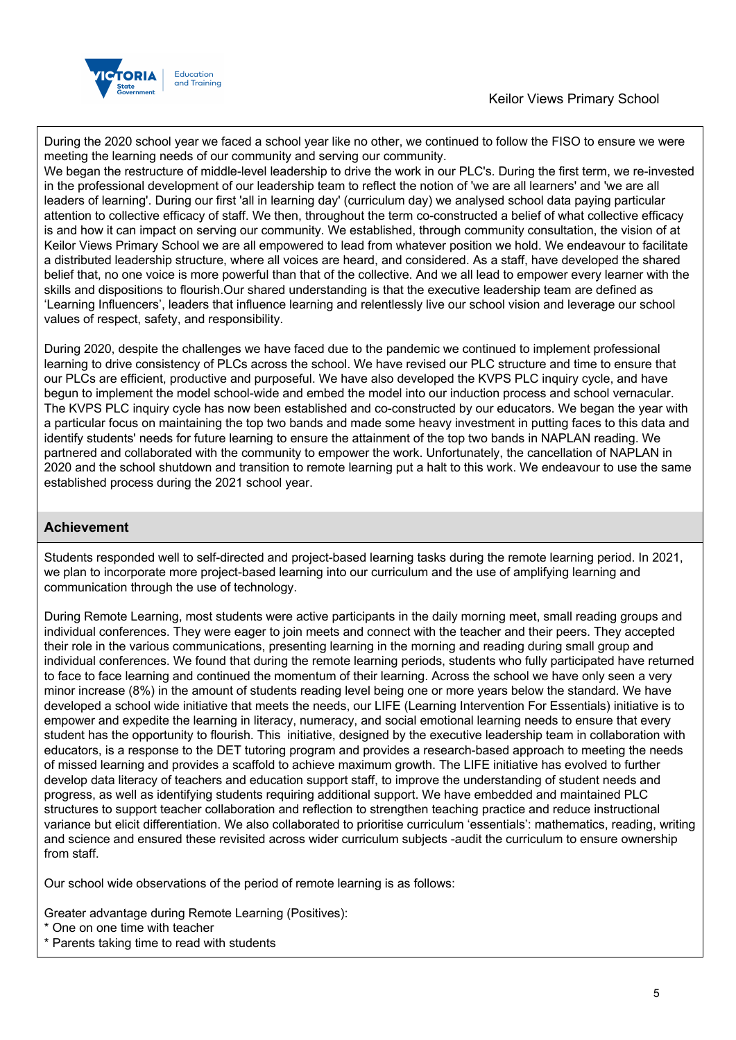During the 2020 school year we faced a school year like no other, we continued to follow the FISO to ensure we were meeting the learning needs of our community and serving our community.
We began the restructure of middle-level leadership to drive the work in our PLC's. During the first term, we re-invested in the professional development of our leadership team to reflect the notion of 'we are all learners' and 'we are all leaders of learning'. During our first 'all in learning day' (curriculum day) we analysed school data paying particular attention to collective efficacy of staff. We then, throughout the term co-constructed a belief of what collective efficacy is and how it can impact on serving our community. We established, through community consultation, the vision of at Keilor Views Primary School we are all empowered to lead from whatever position we hold. We endeavour to facilitate a distributed leadership structure, where all voices are heard, and considered. As a staff, have developed the shared belief that, no one voice is more powerful than that of the collective. And we all lead to empower every learner with the skills and dispositions to flourish.Our shared understanding is that the executive leadership team are defined as 'Learning Influencers', leaders that influence learning and relentlessly live our school vision and leverage our school values of respect, safety, and responsibility.

During 2020, despite the challenges we have faced due to the pandemic we continued to implement professional learning to drive consistency of PLCs across the school. We have revised our PLC structure and time to ensure that our PLCs are efficient, productive and purposeful. We have also developed the KVPS PLC inquiry cycle, and have begun to implement the model school-wide and embed the model into our induction process and school vernacular. The KVPS PLC inquiry cycle has now been established and co-constructed by our educators. We began the year with a particular focus on maintaining the top two bands and made some heavy investment in putting faces to this data and identify students' needs for future learning to ensure the attainment of the top two bands in NAPLAN reading. We partnered and collaborated with the community to empower the work. Unfortunately, the cancellation of NAPLAN in 2020 and the school shutdown and transition to remote learning put a halt to this work. We endeavour to use the same established process during the 2021 school year.

## Achievement

Students responded well to self-directed and project-based learning tasks during the remote learning period. In 2021, we plan to incorporate more project-based learning into our curriculum and the use of amplifying learning and communication through the use of technology.

During Remote Learning, most students were active participants in the daily morning meet, small reading groups and individual conferences. They were eager to join meets and connect with the teacher and their peers. They accepted their role in the various communications, presenting learning in the morning and reading during small group and individual conferences. We found that during the remote learning periods, students who fully participated have returned to face to face learning and continued the momentum of their learning. Across the school we have only seen a very minor increase (8%) in the amount of students reading level being one or more years below the standard. We have developed a school wide initiative that meets the needs, our LIFE (Learning Intervention For Essentials) initiative is to empower and expedite the learning in literacy, numeracy, and social emotional learning needs to ensure that every student has the opportunity to flourish. This initiative, designed by the executive leadership team in collaboration with educators, is a response to the DET tutoring program and provides a research-based approach to meeting the needs of missed learning and provides a scaffold to achieve maximum growth. The LIFE initiative has evolved to further develop data literacy of teachers and education support staff, to improve the understanding of student needs and progress, as well as identifying students requiring additional support. We have embedded and maintained PLC structures to support teacher collaboration and reflection to strengthen teaching practice and reduce instructional variance but elicit differentiation. We also collaborated to prioritise curriculum 'essentials': mathematics, reading, writing and science and ensured these revisited across wider curriculum subjects -audit the curriculum to ensure ownership from staff.

Our school wide observations of the period of remote learning is as follows:

Greater advantage during Remote Learning (Positives):
* One on one time with teacher
* Parents taking time to read with students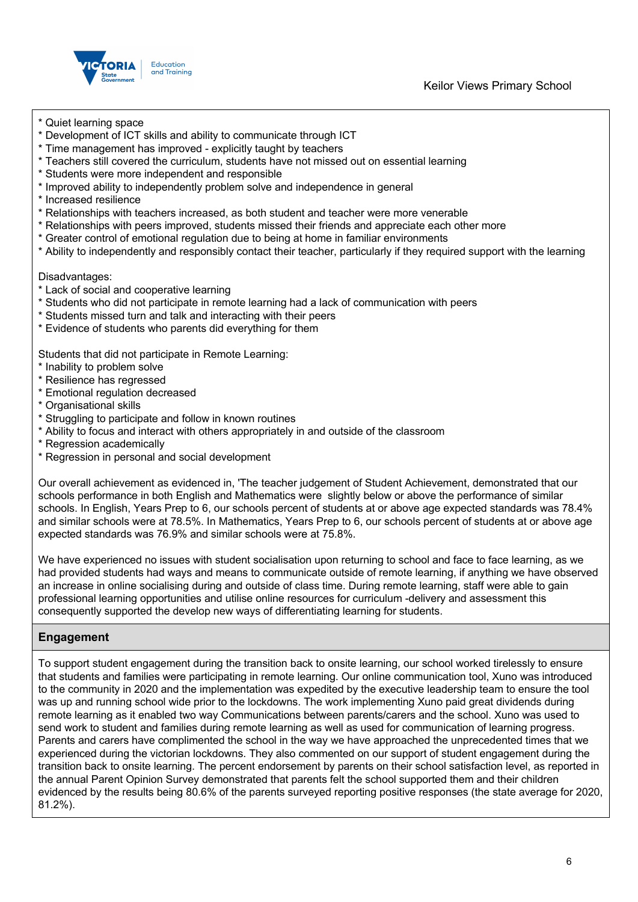* Quiet learning space
* Development of ICT skills and ability to communicate through ICT
* Time management has improved - explicitly taught by teachers
* Teachers still covered the curriculum, students have not missed out on essential learning
* Students were more independent and responsible
* Improved ability to independently problem solve and independence in general
* Increased resilience
* Relationships with teachers increased, as both student and teacher were more venerable
* Relationships with peers improved, students missed their friends and appreciate each other more
* Greater control of emotional regulation due to being at home in familiar environments
* Ability to independently and responsibly contact their teacher, particularly if they required support with the learning

Disadvantages:
* Lack of social and cooperative learning
* Students who did not participate in remote learning had a lack of communication with peers
* Students missed turn and talk and interacting with their peers
* Evidence of students who parents did everything for them

Students that did not participate in Remote Learning:
* Inability to problem solve
* Resilience has regressed
* Emotional regulation decreased
* Organisational skills
* Struggling to participate and follow in known routines
* Ability to focus and interact with others appropriately in and outside of the classroom
* Regression academically
* Regression in personal and social development

Our overall achievement as evidenced in, 'The teacher judgement of Student Achievement, demonstrated that our schools performance in both English and Mathematics were slightly below or above the performance of similar schools. In English, Years Prep to 6, our schools percent of students at or above age expected standards was 78.4% and similar schools were at 78.5%. In Mathematics, Years Prep to 6, our schools percent of students at or above age expected standards was 76.9% and similar schools were at 75.8%.

We have experienced no issues with student socialisation upon returning to school and face to face learning, as we had provided students had ways and means to communicate outside of remote learning, if anything we have observed an increase in online socialising during and outside of class time. During remote learning, staff were able to gain professional learning opportunities and utilise online resources for curriculum -delivery and assessment this consequently supported the develop new ways of differentiating learning for students.

## Engagement

To support student engagement during the transition back to onsite learning, our school worked tirelessly to ensure that students and families were participating in remote learning. Our online communication tool, Xuno was introduced to the community in 2020 and the implementation was expedited by the executive leadership team to ensure the tool was up and running school wide prior to the lockdowns. The work implementing Xuno paid great dividends during remote learning as it enabled two way Communications between parents/carers and the school. Xuno was used to send work to student and families during remote learning as well as used for communication of learning progress. Parents and carers have complimented the school in the way we have approached the unprecedented times that we experienced during the victorian lockdowns. They also commented on our support of student engagement during the transition back to onsite learning. The percent endorsement by parents on their school satisfaction level, as reported in the annual Parent Opinion Survey demonstrated that parents felt the school supported them and their children evidenced by the results being 80.6% of the parents surveyed reporting positive responses (the state average for 2020, 81.2%).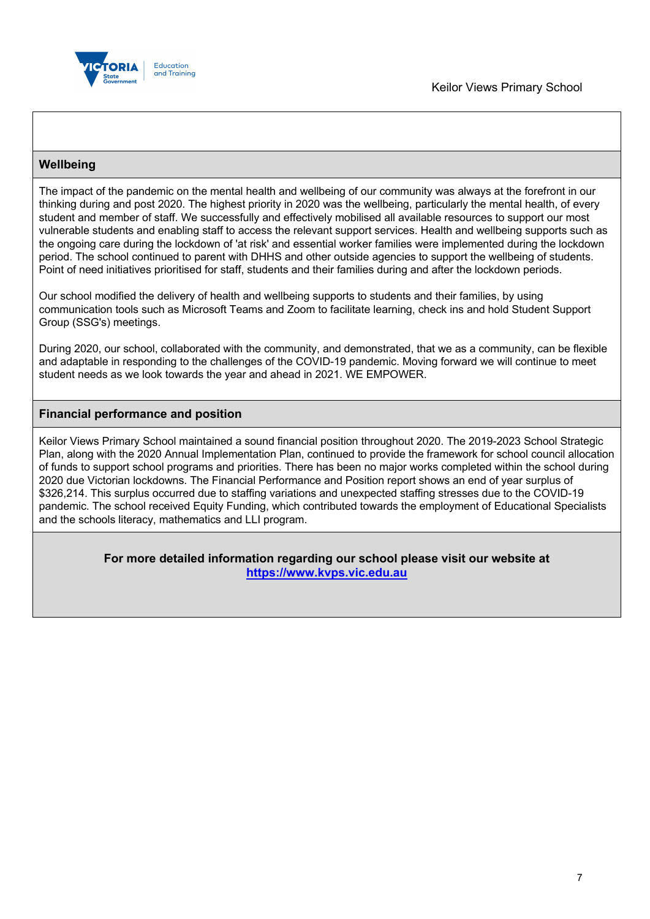## Wellbeing

The impact of the pandemic on the mental health and wellbeing of our community was always at the forefront in our thinking during and post 2020. The highest priority in 2020 was the wellbeing, particularly the mental health, of every student and member of staff. We successfully and effectively mobilised all available resources to support our most vulnerable students and enabling staff to access the relevant support services. Health and wellbeing supports such as the ongoing care during the lockdown of 'at risk' and essential worker families were implemented during the lockdown period. The school continued to parent with DHHS and other outside agencies to support the wellbeing of students. Point of need initiatives prioritised for staff, students and their families during and after the lockdown periods.

Our school modified the delivery of health and wellbeing supports to students and their families, by using communication tools such as Microsoft Teams and Zoom to facilitate learning, check ins and hold Student Support Group (SSG's) meetings.

During 2020, our school, collaborated with the community, and demonstrated, that we as a community, can be flexible and adaptable in responding to the challenges of the COVID-19 pandemic. Moving forward we will continue to meet student needs as we look towards the year and ahead in 2021. WE EMPOWER.

## Financial performance and position

Keilor Views Primary School maintained a sound financial position throughout 2020. The 2019-2023 School Strategic Plan, along with the 2020 Annual Implementation Plan, continued to provide the framework for school council allocation of funds to support school programs and priorities. There has been no major works completed within the school during 2020 due Victorian lockdowns. The Financial Performance and Position report shows an end of year surplus of $326,214. This surplus occurred due to staffing variations and unexpected staffing stresses due to the COVID-19 pandemic. The school received Equity Funding, which contributed towards the employment of Educational Specialists and the schools literacy, mathematics and LLI program.

**For more detailed information regarding our school please visit our website at [https://www.kvps.vic.edu.au](https://www.kvps.vic.edu.au)**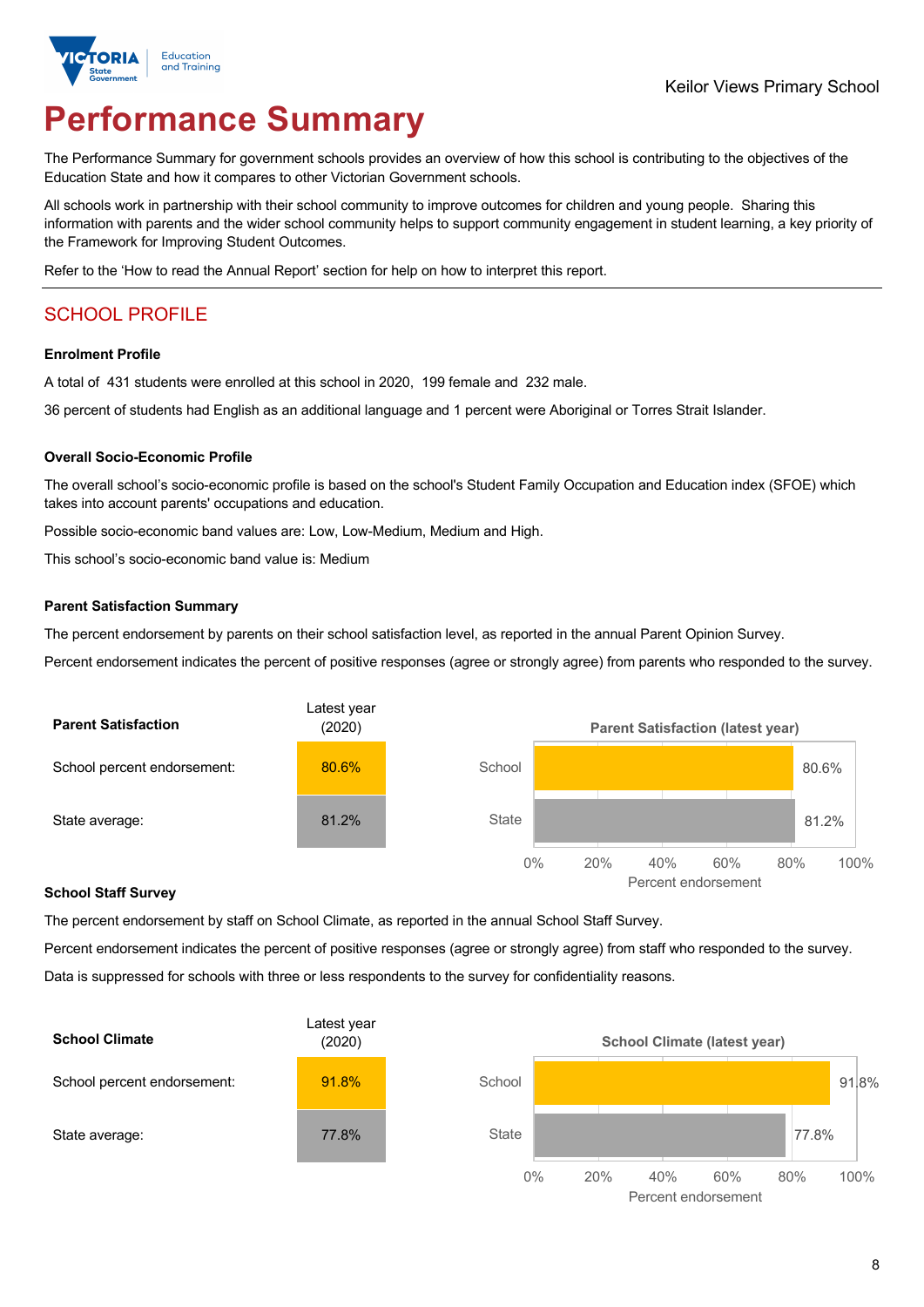Keilor Views Primary School

# Performance Summary

The Performance Summary for government schools provides an overview of how this school is contributing to the objectives of the Education State and how it compares to other Victorian Government schools.

All schools work in partnership with their school community to improve outcomes for children and young people. Sharing this information with parents and the wider school community helps to support community engagement in student learning, a key priority of the Framework for Improving Student Outcomes.

Refer to the 'How to read the Annual Report' section for help on how to interpret this report.

## SCHOOL PROFILE

### Enrolment Profile

A total of 431 students were enrolled at this school in 2020, 199 female and 232 male.

36 percent of students had English as an additional language and 1 percent were Aboriginal or Torres Strait Islander.

### Overall Socio-Economic Profile

The overall school's socio-economic profile is based on the school's Student Family Occupation and Education index (SFOE) which takes into account parents' occupations and education.

Possible socio-economic band values are: Low, Low-Medium, Medium and High.

This school's socio-economic band value is: Medium

### Parent Satisfaction Summary

The percent endorsement by parents on their school satisfaction level, as reported in the annual Parent Opinion Survey.

Percent endorsement indicates the percent of positive responses (agree or strongly agree) from parents who responded to the survey.

| Parent Satisfaction | Latest year (2020) |
|---|---|
| School percent endorsement: | 80.6% |
| State average: | 81.2% |

**Parent Satisfaction (latest year)**

| | Percent endorsement |
|---|---|
| School | 80.6% |
| State | 81.2% |

### School Staff Survey

The percent endorsement by staff on School Climate, as reported in the annual School Staff Survey.

Percent endorsement indicates the percent of positive responses (agree or strongly agree) from staff who responded to the survey.

Data is suppressed for schools with three or less respondents to the survey for confidentiality reasons.

| School Climate | Latest year (2020) |
|---|---|
| School percent endorsement: | 91.8% |
| State average: | 77.8% |

**School Climate (latest year)**

| | Percent endorsement |
|---|---|
| School | 91.8% |
| State | 77.8% |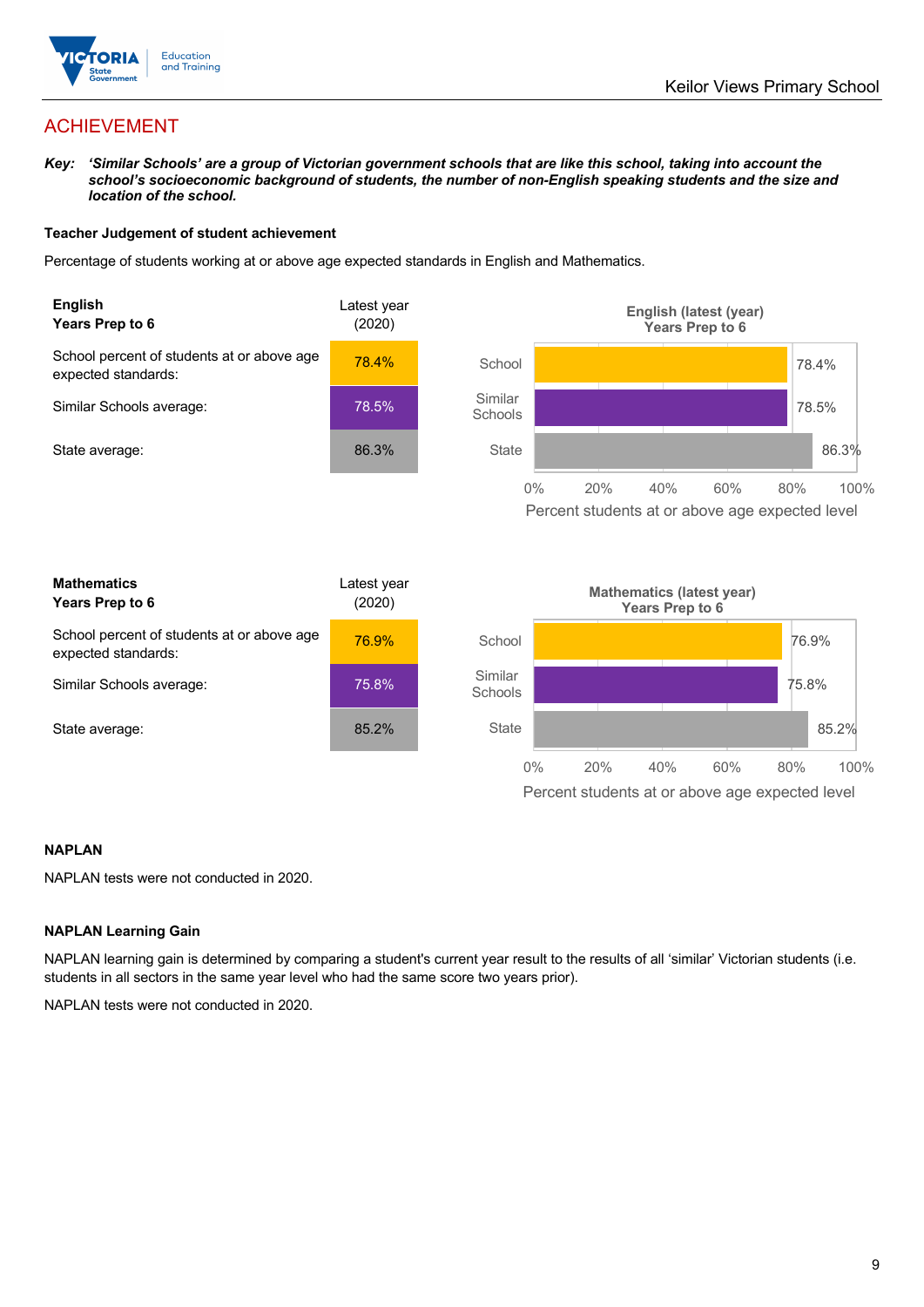# ACHIEVEMENT

***Key:*** ***'Similar Schools' are a group of Victorian government schools that are like this school, taking into account the school's socioeconomic background of students, the number of non-English speaking students and the size and location of the school.***

### Teacher Judgement of student achievement

Percentage of students working at or above age expected standards in English and Mathematics.

| **English** **Years Prep to 6** | Latest year (2020) |
|---|---|
| School percent of students at or above age expected standards: | 78.4% |
| Similar Schools average: | 78.5% |
| State average: | 86.3% |

**English (latest (year)**
**Years Prep to 6**

| | Percent students at or above age expected level |
|---|---|
| School | 78.4% |
| Similar Schools | 78.5% |
| State | 86.3% |

| **Mathematics** **Years Prep to 6** | Latest year (2020) |
|---|---|
| School percent of students at or above age expected standards: | 76.9% |
| Similar Schools average: | 75.8% |
| State average: | 85.2% |

**Mathematics (latest year)**
**Years Prep to 6**

| | Percent students at or above age expected level |
|---|---|
| School | 76.9% |
| Similar Schools | 75.8% |
| State | 85.2% |

### NAPLAN

NAPLAN tests were not conducted in 2020.

### NAPLAN Learning Gain

NAPLAN learning gain is determined by comparing a student's current year result to the results of all 'similar' Victorian students (i.e. students in all sectors in the same year level who had the same score two years prior).

NAPLAN tests were not conducted in 2020.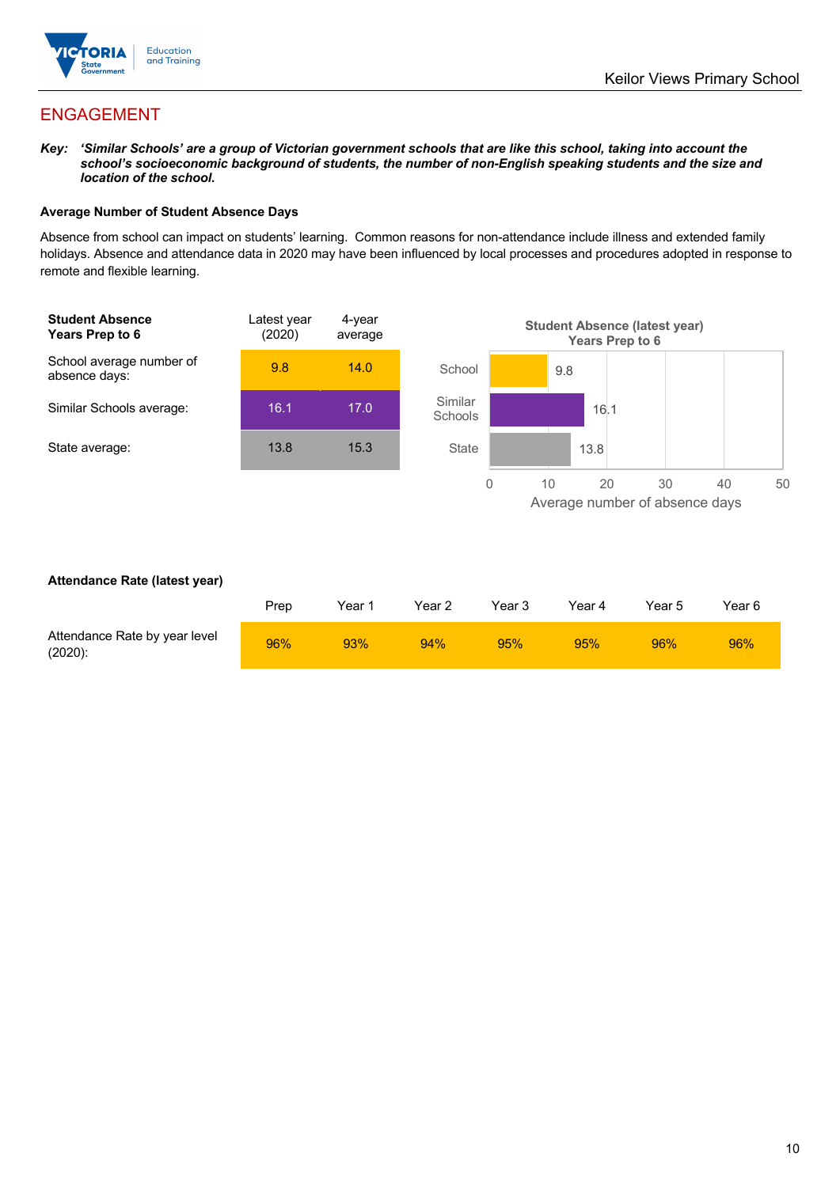## ENGAGEMENT

***Key:** 'Similar Schools' are a group of Victorian government schools that are like this school, taking into account the school's socioeconomic background of students, the number of non-English speaking students and the size and location of the school.*

**Average Number of Student Absence Days**

Absence from school can impact on students' learning. Common reasons for non-attendance include illness and extended family holidays. Absence and attendance data in 2020 may have been influenced by local processes and procedures adopted in response to remote and flexible learning.

| **Student Absence Years Prep to 6** | Latest year (2020) | 4-year average |
|---|---|---|
| School average number of absence days: | 9.8 | 14.0 |
| Similar Schools average: | 16.1 | 17.0 |
| State average: | 13.8 | 15.3 |

**Student Absence (latest year) Years Prep to 6**

| | Average number of absence days |
|---|---|
| School | 9.8 |
| Similar Schools | 16.1 |
| State | 13.8 |

**Attendance Rate (latest year)**

| | Prep | Year 1 | Year 2 | Year 3 | Year 4 | Year 5 | Year 6 |
|---|---|---|---|---|---|---|---|
| Attendance Rate by year level (2020): | 96% | 93% | 94% | 95% | 95% | 96% | 96% |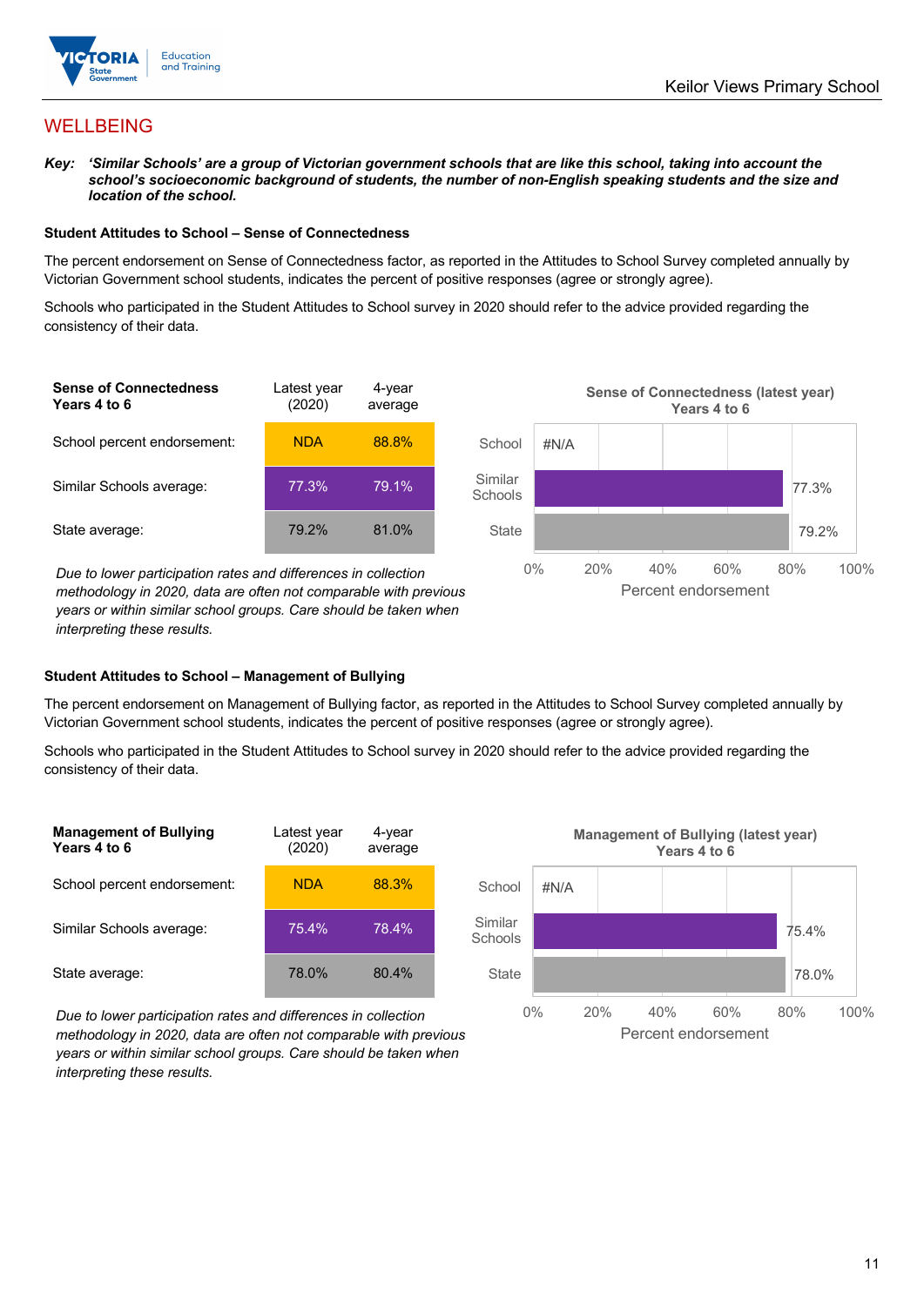## WELLBEING

***Key:*** ***'Similar Schools' are a group of Victorian government schools that are like this school, taking into account the school's socioeconomic background of students, the number of non-English speaking students and the size and location of the school.***

### Student Attitudes to School – Sense of Connectedness

The percent endorsement on Sense of Connectedness factor, as reported in the Attitudes to School Survey completed annually by Victorian Government school students, indicates the percent of positive responses (agree or strongly agree).

Schools who participated in the Student Attitudes to School survey in 2020 should refer to the advice provided regarding the consistency of their data.

| Sense of Connectedness Years 4 to 6 | Latest year (2020) | 4-year average |
|---|---|---|
| School percent endorsement: | NDA | 88.8% |
| Similar Schools average: | 77.3% | 79.1% |
| State average: | 79.2% | 81.0% |

*Due to lower participation rates and differences in collection methodology in 2020, data are often not comparable with previous years or within similar school groups. Care should be taken when interpreting these results.*

**Sense of Connectedness (latest year) Years 4 to 6**

| | Percent endorsement |
|---|---|
| School | #N/A |
| Similar Schools | 77.3% |
| State | 79.2% |

### Student Attitudes to School – Management of Bullying

The percent endorsement on Management of Bullying factor, as reported in the Attitudes to School Survey completed annually by Victorian Government school students, indicates the percent of positive responses (agree or strongly agree).

Schools who participated in the Student Attitudes to School survey in 2020 should refer to the advice provided regarding the consistency of their data.

| Management of Bullying Years 4 to 6 | Latest year (2020) | 4-year average |
|---|---|---|
| School percent endorsement: | NDA | 88.3% |
| Similar Schools average: | 75.4% | 78.4% |
| State average: | 78.0% | 80.4% |

*Due to lower participation rates and differences in collection methodology in 2020, data are often not comparable with previous years or within similar school groups. Care should be taken when interpreting these results.*

**Management of Bullying (latest year) Years 4 to 6**

| | Percent endorsement |
|---|---|
| School | #N/A |
| Similar Schools | 75.4% |
| State | 78.0% |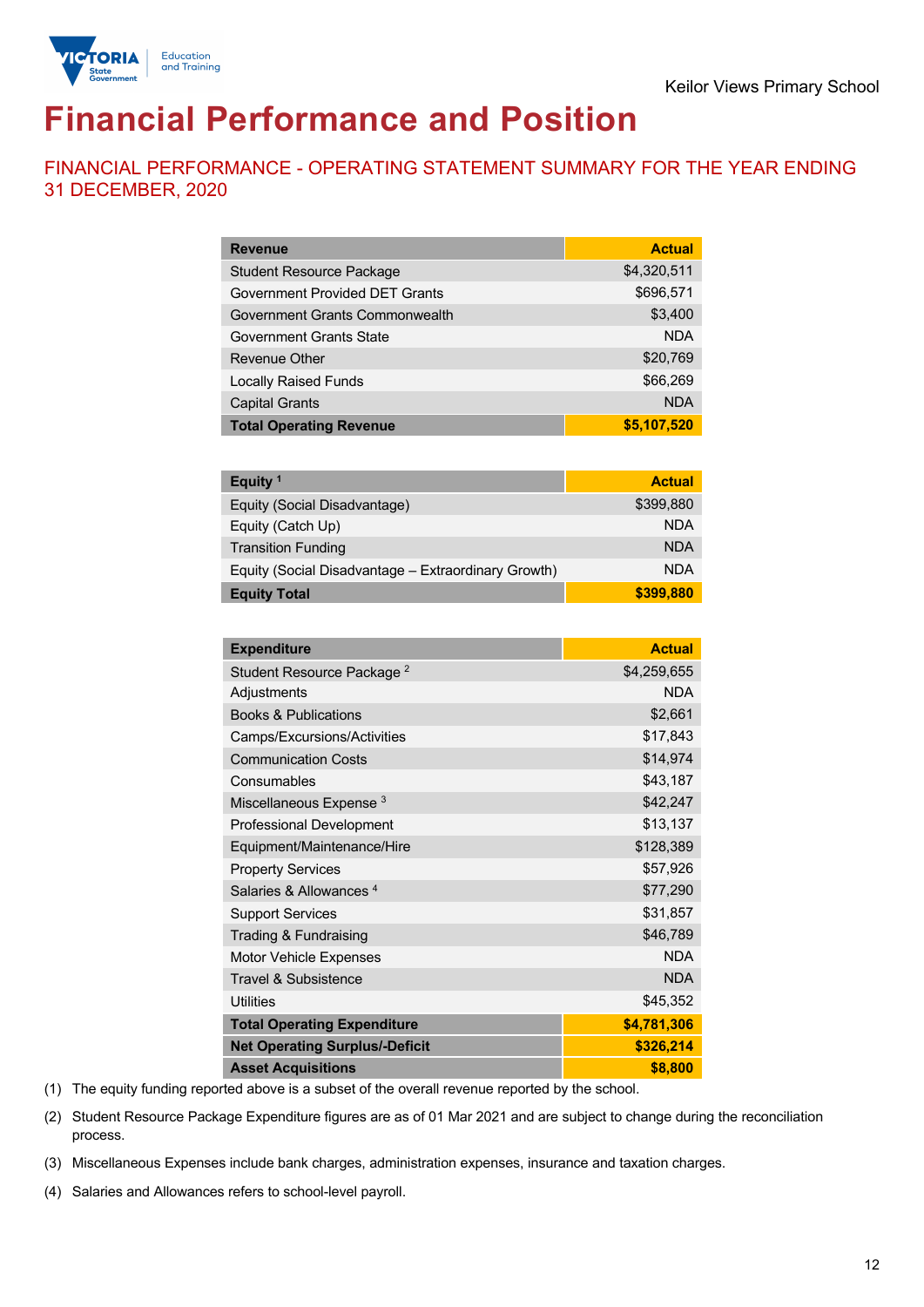Keilor Views Primary School

# Financial Performance and Position

## FINANCIAL PERFORMANCE - OPERATING STATEMENT SUMMARY FOR THE YEAR ENDING 31 DECEMBER, 2020

| Revenue | Actual |
|---|---|
| Student Resource Package | $4,320,511 |
| Government Provided DET Grants | $696,571 |
| Government Grants Commonwealth | $3,400 |
| Government Grants State | NDA |
| Revenue Other | $20,769 |
| Locally Raised Funds | $66,269 |
| Capital Grants | NDA |
| **Total Operating Revenue** | **$5,107,520** |

| Equity [1] | Actual |
|---|---|
| Equity (Social Disadvantage) | $399,880 |
| Equity (Catch Up) | NDA |
| Transition Funding | NDA |
| Equity (Social Disadvantage – Extraordinary Growth) | NDA |
| **Equity Total** | **$399,880** |

| Expenditure | Actual |
|---|---|
| Student Resource Package [2] | $4,259,655 |
| Adjustments | NDA |
| Books & Publications | $2,661 |
| Camps/Excursions/Activities | $17,843 |
| Communication Costs | $14,974 |
| Consumables | $43,187 |
| Miscellaneous Expense [3] | $42,247 |
| Professional Development | $13,137 |
| Equipment/Maintenance/Hire | $128,389 |
| Property Services | $57,926 |
| Salaries & Allowances [4] | $77,290 |
| Support Services | $31,857 |
| Trading & Fundraising | $46,789 |
| Motor Vehicle Expenses | NDA |
| Travel & Subsistence | NDA |
| Utilities | $45,352 |
| **Total Operating Expenditure** | **$4,781,306** |
| **Net Operating Surplus/-Deficit** | **$326,214** |
| **Asset Acquisitions** | **$8,800** |

(1) The equity funding reported above is a subset of the overall revenue reported by the school.

(2) Student Resource Package Expenditure figures are as of 01 Mar 2021 and are subject to change during the reconciliation process.

(3) Miscellaneous Expenses include bank charges, administration expenses, insurance and taxation charges.

(4) Salaries and Allowances refers to school-level payroll.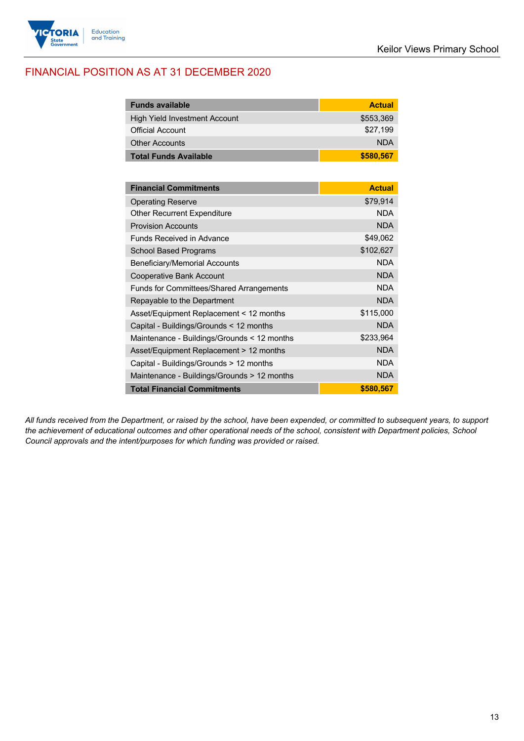## FINANCIAL POSITION AS AT 31 DECEMBER 2020

| Funds available | Actual |
|---|---|
| High Yield Investment Account | $553,369 |
| Official Account | $27,199 |
| Other Accounts | NDA |
| **Total Funds Available** | **$580,567** |

| Financial Commitments | Actual |
|---|---|
| Operating Reserve | $79,914 |
| Other Recurrent Expenditure | NDA |
| Provision Accounts | NDA |
| Funds Received in Advance | $49,062 |
| School Based Programs | $102,627 |
| Beneficiary/Memorial Accounts | NDA |
| Cooperative Bank Account | NDA |
| Funds for Committees/Shared Arrangements | NDA |
| Repayable to the Department | NDA |
| Asset/Equipment Replacement < 12 months | $115,000 |
| Capital - Buildings/Grounds < 12 months | NDA |
| Maintenance - Buildings/Grounds < 12 months | $233,964 |
| Asset/Equipment Replacement > 12 months | NDA |
| Capital - Buildings/Grounds > 12 months | NDA |
| Maintenance - Buildings/Grounds > 12 months | NDA |
| **Total Financial Commitments** | **$580,567** |

*All funds received from the Department, or raised by the school, have been expended, or committed to subsequent years, to support the achievement of educational outcomes and other operational needs of the school, consistent with Department policies, School Council approvals and the intent/purposes for which funding was provided or raised.*